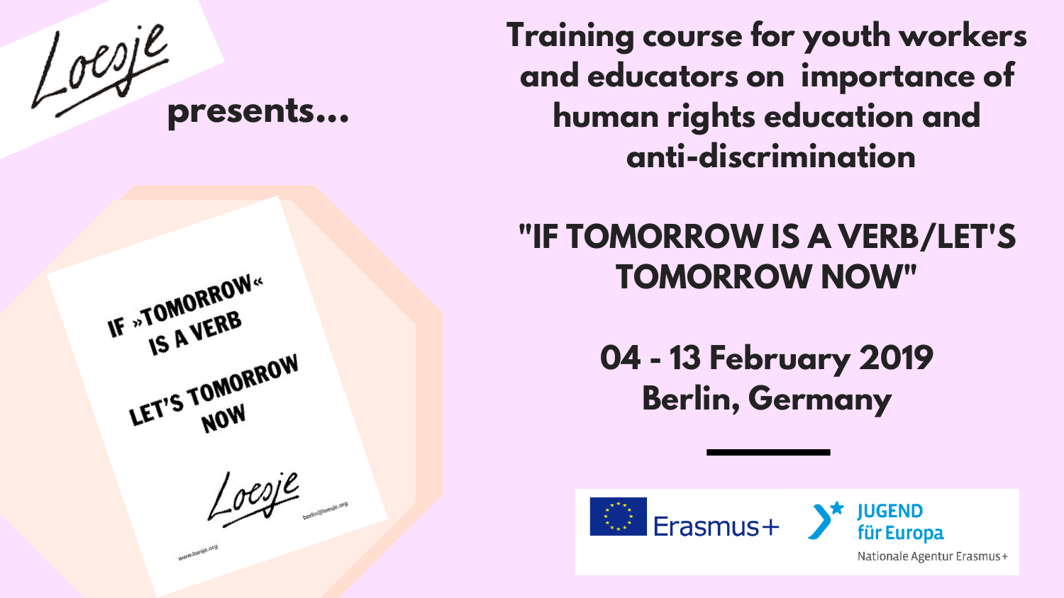Loesje

**presents...**

# Training course for youth workers and educators on importance of human rights education and anti-discrimination

## "IF TOMORROW IS A VERB/LET'S TOMORROW NOW"

**04 - 13 February 2019**
**Berlin, Germany**

IF »TOMORROW« IS A VERB

LET'S TOMORROW NOW

Loesje

www.loesje.org

berlin@loesje.org

Erasmus+

JUGEND für Europa

Nationale Agentur Erasmus+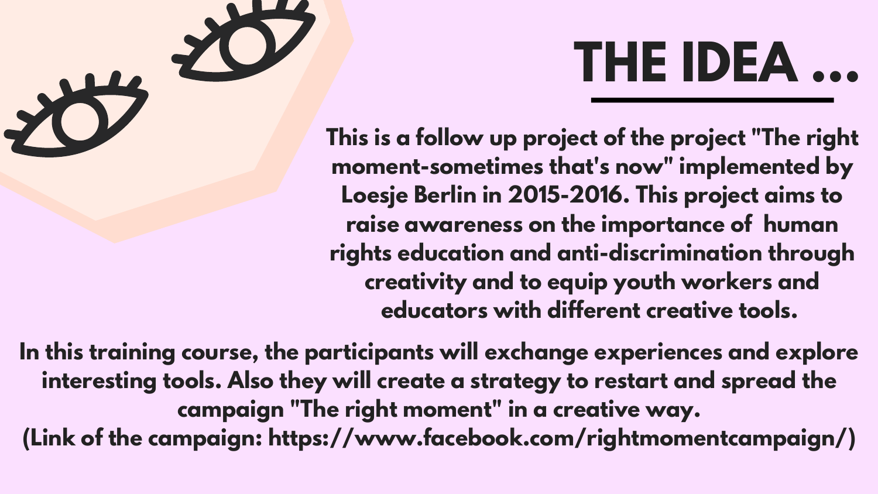# THE IDEA ...

**This is a follow up project of the project "The right moment-sometimes that's now" implemented by Loesje Berlin in 2015-2016. This project aims to raise awareness on the importance of human rights education and anti-discrimination through creativity and to equip youth workers and educators with different creative tools.**

**In this training course, the participants will exchange experiences and explore interesting tools. Also they will create a strategy to restart and spread the campaign "The right moment" in a creative way.**
**(Link of the campaign: https://www.facebook.com/rightmomentcampaign/)**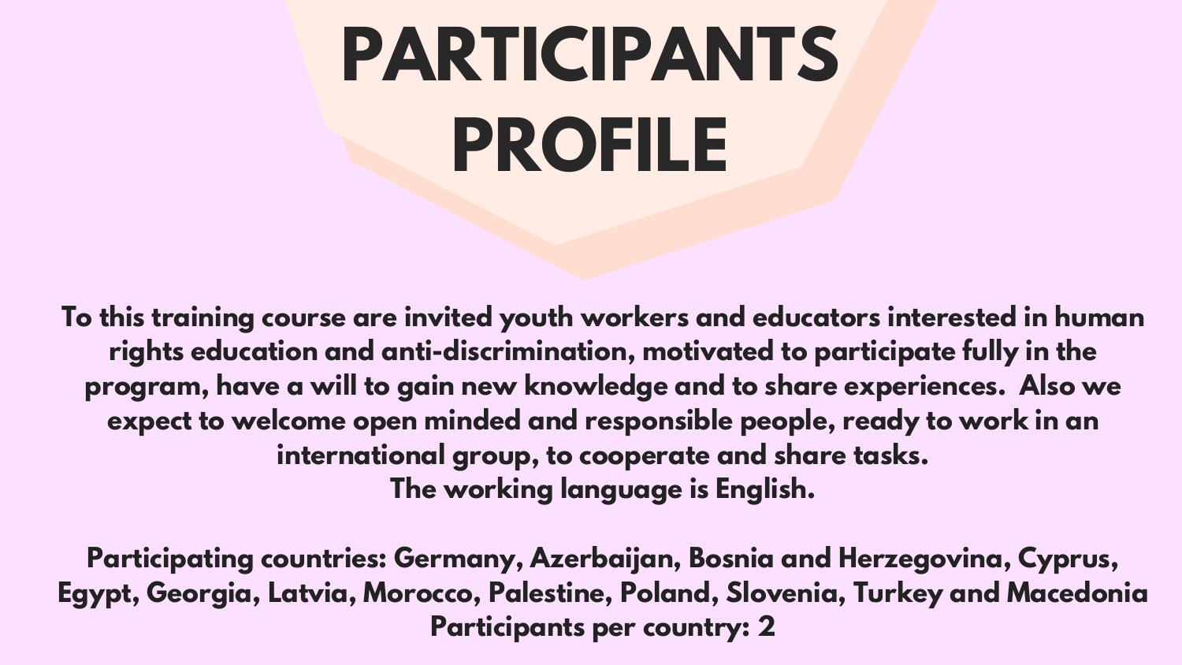# PARTICIPANTS PROFILE

**To this training course are invited youth workers and educators interested in human rights education and anti-discrimination, motivated to participate fully in the program, have a will to gain new knowledge and to share experiences. Also we expect to welcome open minded and responsible people, ready to work in an international group, to cooperate and share tasks.**

**The working language is English.**

**Participating countries: Germany, Azerbaijan, Bosnia and Herzegovina, Cyprus, Egypt, Georgia, Latvia, Morocco, Palestine, Poland, Slovenia, Turkey and Macedonia**

**Participants per country: 2**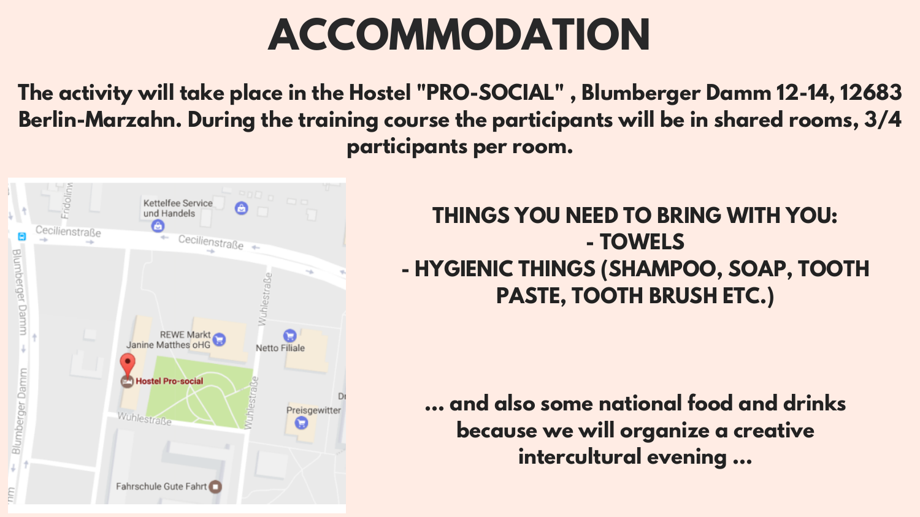# ACCOMMODATION

**The activity will take place in the Hostel "PRO-SOCIAL" , Blumberger Damm 12-14, 12683 Berlin-Marzahn. During the training course the participants will be in shared rooms, 3/4 participants per room.**

**THINGS YOU NEED TO BRING WITH YOU:**
**- TOWELS**
**- HYGIENIC THINGS (SHAMPOO, SOAP, TOOTH PASTE, TOOTH BRUSH ETC.)**

**... and also some national food and drinks because we will organize a creative intercultural evening ...**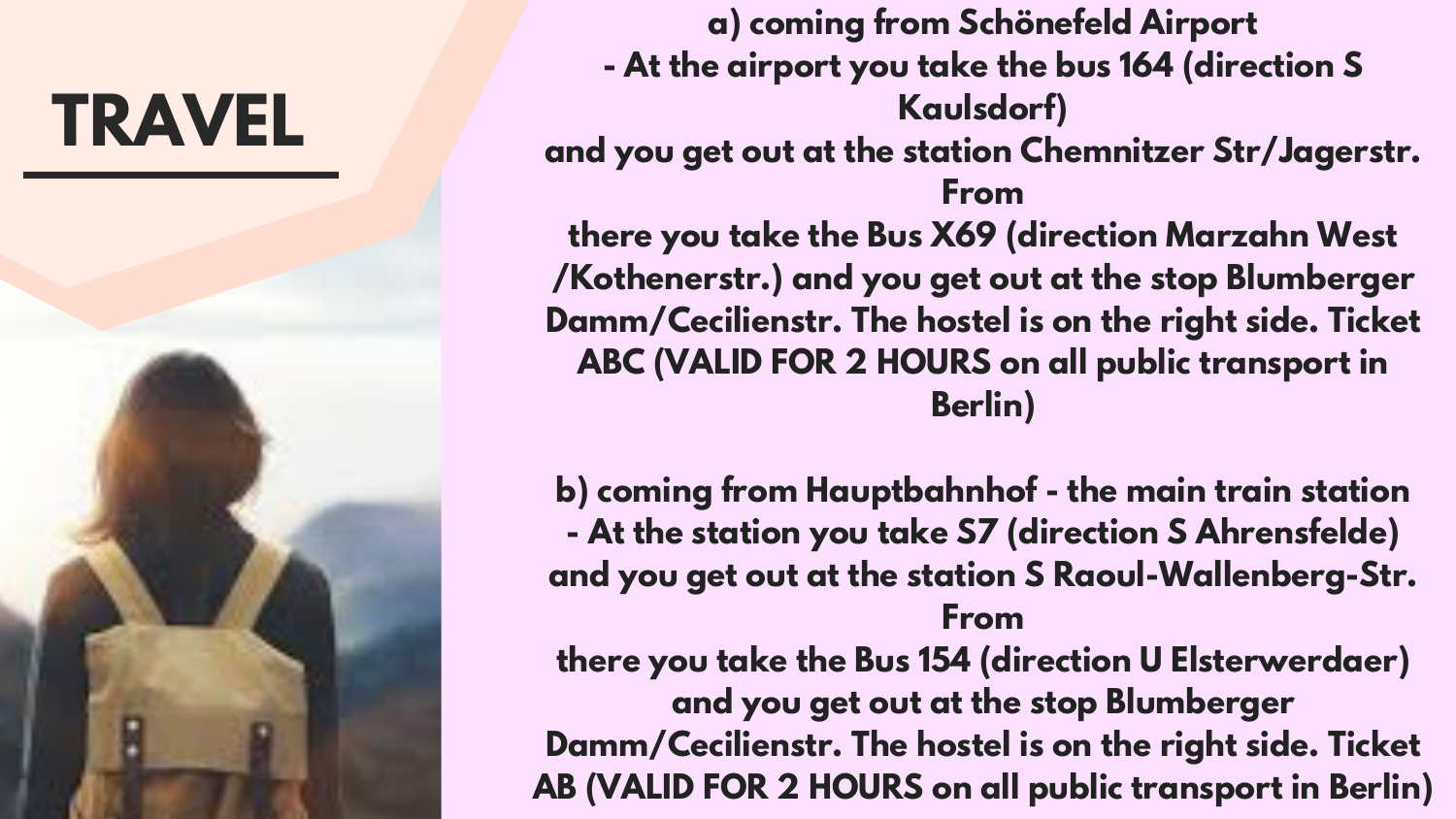# TRAVEL

**a) coming from Schönefeld Airport**

**- At the airport you take the bus 164 (direction S Kaulsdorf) and you get out at the station Chemnitzer Str/Jagerstr. From there you take the Bus X69 (direction Marzahn West /Kothenerstr.) and you get out at the stop Blumberger Damm/Cecilienstr. The hostel is on the right side. Ticket ABC (VALID FOR 2 HOURS on all public transport in Berlin)**

**b) coming from Hauptbahnhof - the main train station**

**- At the station you take S7 (direction S Ahrensfelde) and you get out at the station S Raoul-Wallenberg-Str. From there you take the Bus 154 (direction U Elsterwerdaer) and you get out at the stop Blumberger Damm/Cecilienstr. The hostel is on the right side. Ticket AB (VALID FOR 2 HOURS on all public transport in Berlin)**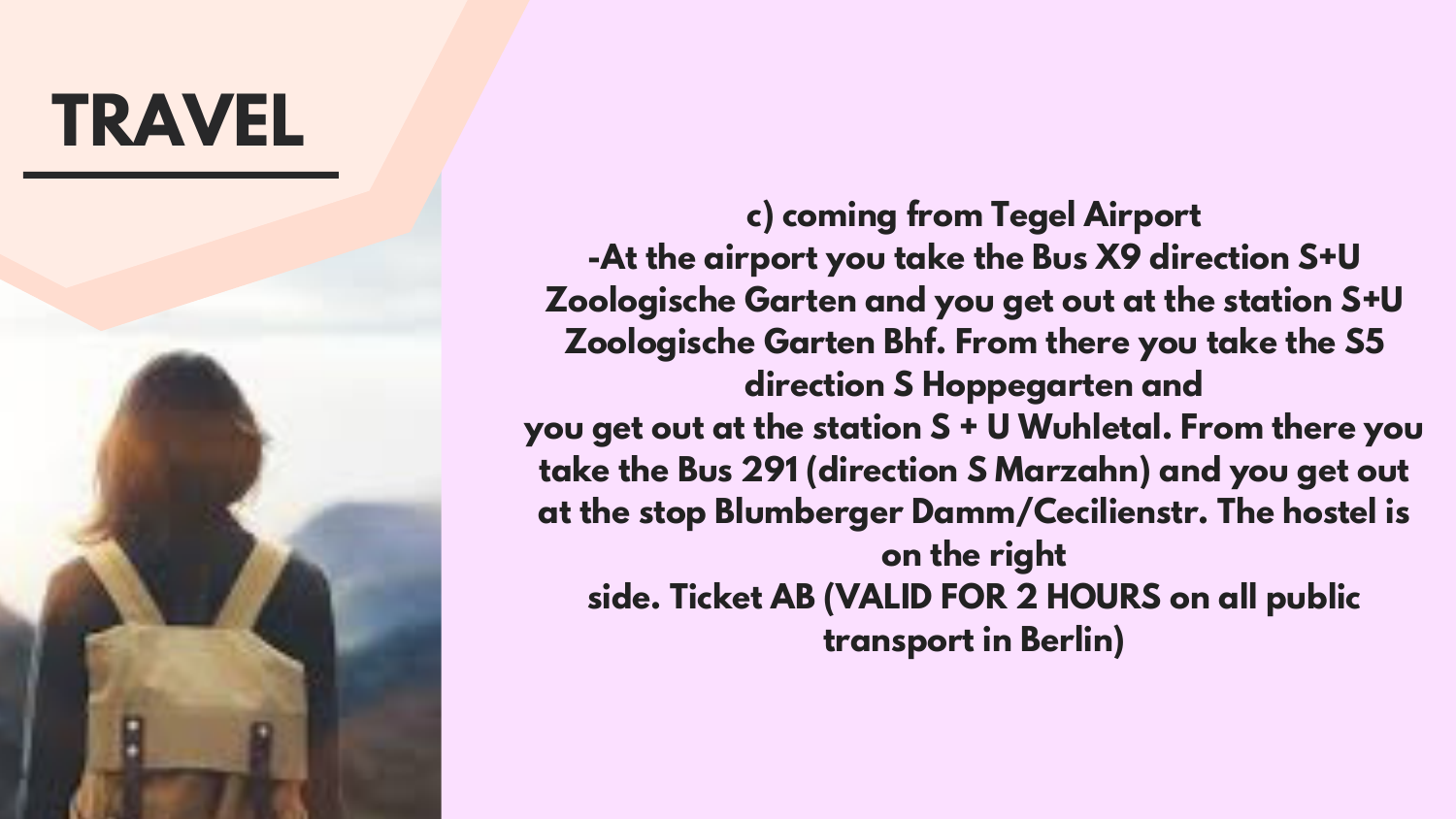# TRAVEL

**c) coming from Tegel Airport**

**-At the airport you take the Bus X9 direction S+U Zoologische Garten and you get out at the station S+U Zoologische Garten Bhf. From there you take the S5 direction S Hoppegarten and you get out at the station S + U Wuhletal. From there you take the Bus 291 (direction S Marzahn) and you get out at the stop Blumberger Damm/Cecilienstr. The hostel is on the right side. Ticket AB (VALID FOR 2 HOURS on all public transport in Berlin)**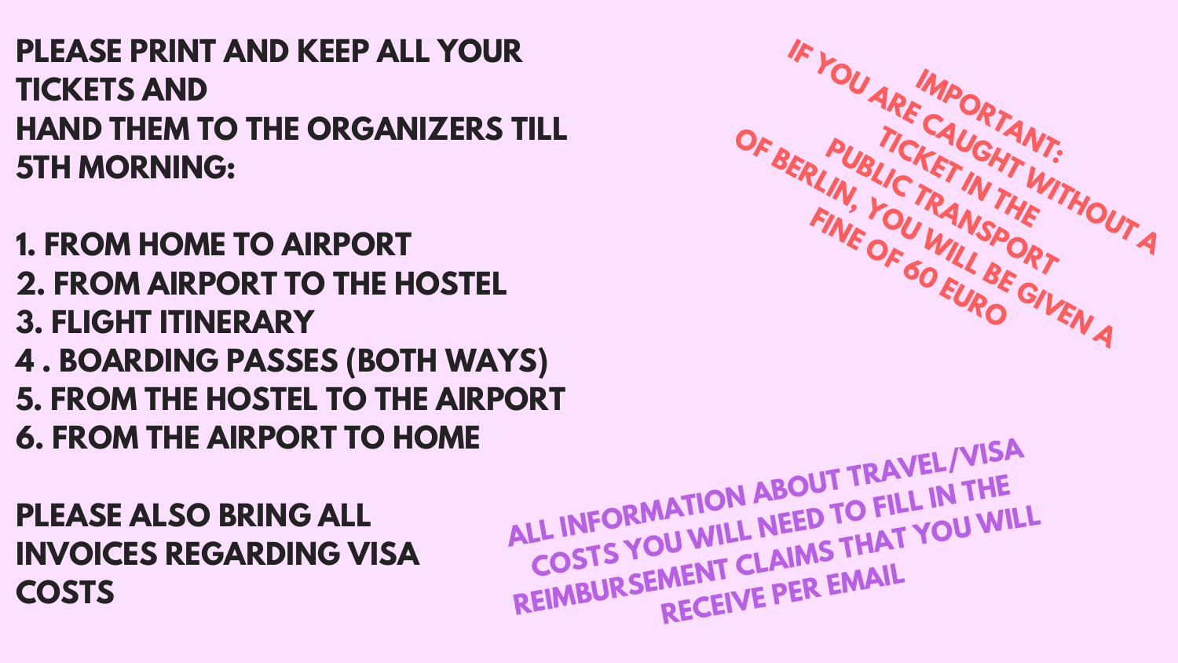**PLEASE PRINT AND KEEP ALL YOUR TICKETS AND HAND THEM TO THE ORGANIZERS TILL 5TH MORNING:**

1. FROM HOME TO AIRPORT
2. FROM AIRPORT TO THE HOSTEL
3. FLIGHT ITINERARY
4. BOARDING PASSES (BOTH WAYS)
5. FROM THE HOSTEL TO THE AIRPORT
6. FROM THE AIRPORT TO HOME

**PLEASE ALSO BRING ALL INVOICES REGARDING VISA COSTS**

**IMPORTANT: IF YOU ARE CAUGHT WITHOUT A TICKET IN THE PUBLIC TRANSPORT OF BERLIN, YOU WILL BE GIVEN A FINE OF 60 EURO**

ALL INFORMATION ABOUT TRAVEL/VISA COSTS YOU WILL NEED TO FILL IN THE REIMBURSEMENT CLAIMS THAT YOU WILL RECEIVE PER EMAIL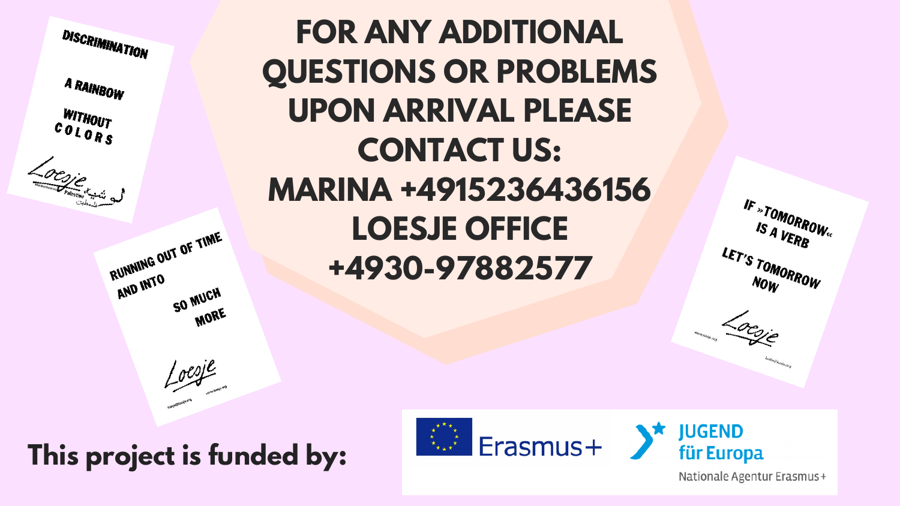DISCRIMINATION

A RAINBOW

WITHOUT
COLORS

Loesje

Palestine

لوشيه
فلسطين

RUNNING OUT OF TIME
AND INTO

SO MUCH
MORE

Loesje

# FOR ANY ADDITIONAL QUESTIONS OR PROBLEMS UPON ARRIVAL PLEASE CONTACT US:

## MARINA +4915236436156

## LOESJE OFFICE +4930-97882577

IF »TOMORROW«
IS A VERB

LET'S TOMORROW
NOW

Loesje

**This project is funded by:**

Erasmus+

JUGEND für Europa

Nationale Agentur Erasmus+